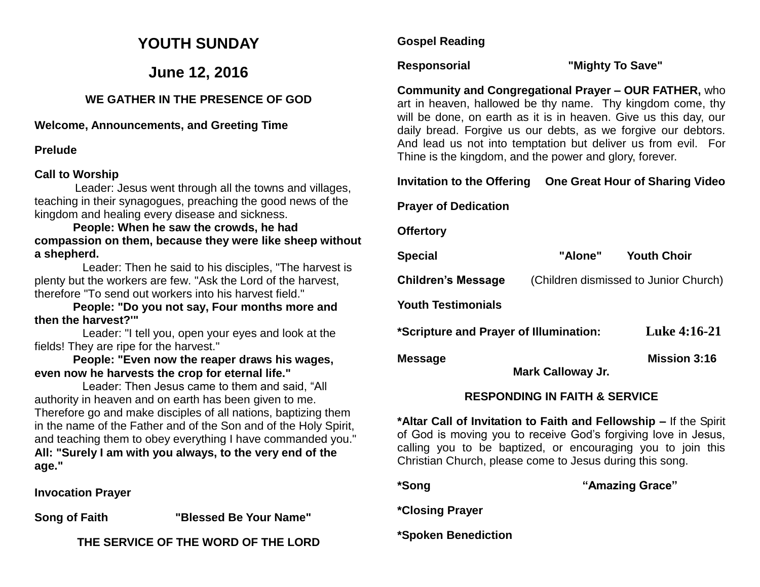# YOUTH SUNDAY

## June 12, 2016

### WE GATHER IN THE PRESENCE OF GOD

**Welcome, Announcements, and Greeting Time**

**Prelude**

**Call to Worship**

Leader: Jesus went through all the towns and villages, teaching in their synagogues, preaching the good news of the kingdom and healing every disease and sickness.

**People: When he saw the crowds, he had compassion on them, because they were like sheep without a shepherd.**

Leader: Then he said to his disciples, "The harvest is plenty but the workers are few. "Ask the Lord of the harvest, therefore "To send out workers into his harvest field."

**People: "Do you not say, Four months more and then the harvest?'"**

Leader: "I tell you, open your eyes and look at the fields! They are ripe for the harvest."

**People: "Even now the reaper draws his wages, even now he harvests the crop for eternal life."**

Leader: Then Jesus came to them and said, "All authority in heaven and on earth has been given to me. Therefore go and make disciples of all nations, baptizing them in the name of the Father and of the Son and of the Holy Spirit, and teaching them to obey everything I have commanded you."

**All: "Surely I am with you always, to the very end of the age."**

**Invocation Prayer**

**Song of Faith** **"Blessed Be Your Name"**

### THE SERVICE OF THE WORD OF THE LORD

**Gospel Reading**

**Responsorial** **"Mighty To Save"**

**Community and Congregational Prayer – OUR FATHER,** who art in heaven, hallowed be thy name. Thy kingdom come, thy will be done, on earth as it is in heaven. Give us this day, our daily bread. Forgive us our debts, as we forgive our debtors. And lead us not into temptation but deliver us from evil. For Thine is the kingdom, and the power and glory, forever.

**Invitation to the Offering** **One Great Hour of Sharing Video**

**Prayer of Dedication**

**Offertory**

**Special** **"Alone"** **Youth Choir**

**Children's Message** (Children dismissed to Junior Church)

**Youth Testimonials**

**\*Scripture and Prayer of Illumination:** **Luke 4:16-21**

**Message** **Mission 3:16**
**Mark Calloway Jr.**

### RESPONDING IN FAITH & SERVICE

**\*Altar Call of Invitation to Faith and Fellowship –** If the Spirit of God is moving you to receive God's forgiving love in Jesus, calling you to be baptized, or encouraging you to join this Christian Church, please come to Jesus during this song.

**\*Song** **"Amazing Grace"**

**\*Closing Prayer**

**\*Spoken Benediction**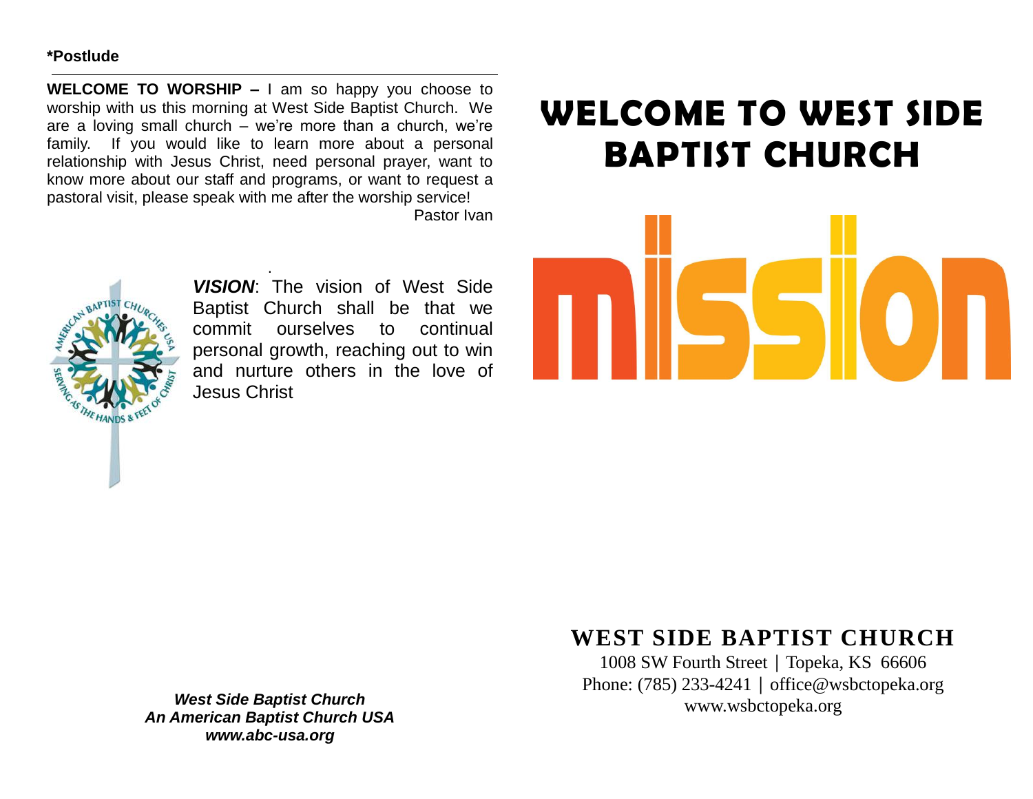**\*Postlude**

---

**WELCOME TO WORSHIP –** I am so happy you choose to worship with us this morning at West Side Baptist Church. We are a loving small church – we're more than a church, we're family. If you would like to learn more about a personal relationship with Jesus Christ, need personal prayer, want to know more about our staff and programs, or want to request a pastoral visit, please speak with me after the worship service!

Pastor Ivan

***VISION***: The vision of West Side Baptist Church shall be that we commit ourselves to continual personal growth, reaching out to win and nurture others in the love of Jesus Christ

***West Side Baptist Church***
***An American Baptist Church USA***
***www.abc-usa.org***

# WELCOME TO WEST SIDE BAPTIST CHURCH

mission

## WEST SIDE BAPTIST CHURCH

1008 SW Fourth Street | Topeka, KS 66606
Phone: (785) 233-4241 | office@wsbctopeka.org
www.wsbctopeka.org